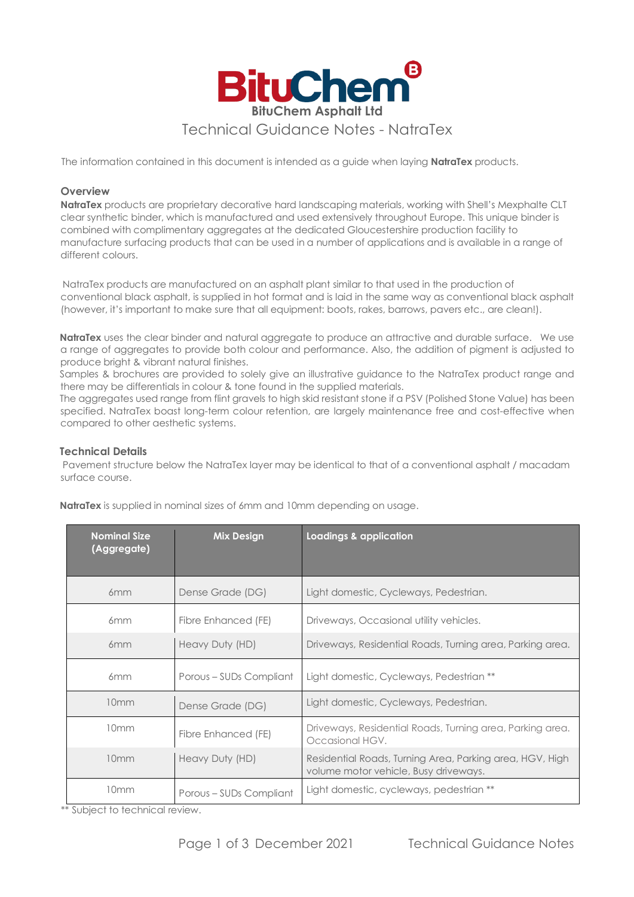# BituChem Asphalt Ltd

## Technical Guidance Notes - NatraTex

The information contained in this document is intended as a guide when laying **NatraTex** products.

### Overview

**NatraTex** products are proprietary decorative hard landscaping materials, working with Shell's Mexphalte CLT clear synthetic binder, which is manufactured and used extensively throughout Europe. This unique binder is combined with complimentary aggregates at the dedicated Gloucestershire production facility to manufacture surfacing products that can be used in a number of applications and is available in a range of different colours.

NatraTex products are manufactured on an asphalt plant similar to that used in the production of conventional black asphalt, is supplied in hot format and is laid in the same way as conventional black asphalt (however, it's important to make sure that all equipment: boots, rakes, barrows, pavers etc., are clean!).

**NatraTex** uses the clear binder and natural aggregate to produce an attractive and durable surface. We use a range of aggregates to provide both colour and performance. Also, the addition of pigment is adjusted to produce bright & vibrant natural finishes.

Samples & brochures are provided to solely give an illustrative guidance to the NatraTex product range and there may be differentials in colour & tone found in the supplied materials.

The aggregates used range from flint gravels to high skid resistant stone if a PSV (Polished Stone Value) has been specified. NatraTex boast long-term colour retention, are largely maintenance free and cost-effective when compared to other aesthetic systems.

### Technical Details

Pavement structure below the NatraTex layer may be identical to that of a conventional asphalt / macadam surface course.

**NatraTex** is supplied in nominal sizes of 6mm and 10mm depending on usage.

| Nominal Size (Aggregate) | Mix Design | Loadings & application |
|---|---|---|
| 6mm | Dense Grade (DG) | Light domestic, Cycleways, Pedestrian. |
| 6mm | Fibre Enhanced (FE) | Driveways, Occasional utility vehicles. |
| 6mm | Heavy Duty (HD) | Driveways, Residential Roads, Turning area, Parking area. |
| 6mm | Porous – SUDs Compliant | Light domestic, Cycleways, Pedestrian ** |
| 10mm | Dense Grade (DG) | Light domestic, Cycleways, Pedestrian. |
| 10mm | Fibre Enhanced (FE) | Driveways, Residential Roads, Turning area, Parking area. Occasional HGV. |
| 10mm | Heavy Duty (HD) | Residential Roads, Turning Area, Parking area, HGV, High volume motor vehicle, Busy driveways. |
| 10mm | Porous – SUDs Compliant | Light domestic, cycleways, pedestrian ** |

** Subject to technical review.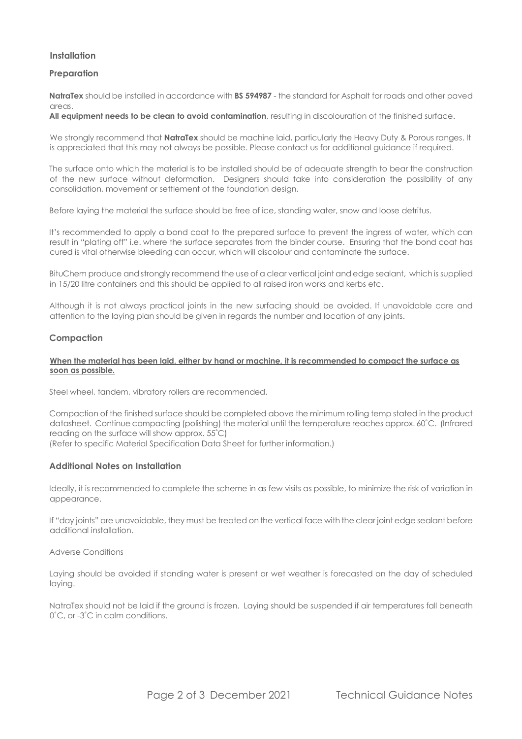## Installation

### Preparation

**NatraTex** should be installed in accordance with **BS 594987** - the standard for Asphalt for roads and other paved areas.

**All equipment needs to be clean to avoid contamination**, resulting in discolouration of the finished surface.

We strongly recommend that **NatraTex** should be machine laid, particularly the Heavy Duty & Porous ranges. It is appreciated that this may not always be possible. Please contact us for additional guidance if required.

The surface onto which the material is to be installed should be of adequate strength to bear the construction of the new surface without deformation. Designers should take into consideration the possibility of any consolidation, movement or settlement of the foundation design.

Before laying the material the surface should be free of ice, standing water, snow and loose detritus.

It's recommended to apply a bond coat to the prepared surface to prevent the ingress of water, which can result in "plating off" i.e. where the surface separates from the binder course. Ensuring that the bond coat has cured is vital otherwise bleeding can occur, which will discolour and contaminate the surface.

BituChem produce and strongly recommend the use of a clear vertical joint and edge sealant, which is supplied in 15/20 litre containers and this should be applied to all raised iron works and kerbs etc.

Although it is not always practical joints in the new surfacing should be avoided. If unavoidable care and attention to the laying plan should be given in regards the number and location of any joints.

### Compaction

**When the material has been laid, either by hand or machine, it is recommended to compact the surface as soon as possible.**

Steel wheel, tandem, vibratory rollers are recommended.

Compaction of the finished surface should be completed above the minimum rolling temp stated in the product datasheet. Continue compacting (polishing) the material until the temperature reaches approx. 60˚C. (Infrared reading on the surface will show approx. 55˚C)
(Refer to specific Material Specification Data Sheet for further information.)

### Additional Notes on Installation

Ideally, it is recommended to complete the scheme in as few visits as possible, to minimize the risk of variation in appearance.

If "day joints" are unavoidable, they must be treated on the vertical face with the clear joint edge sealant before additional installation.

Adverse Conditions

Laying should be avoided if standing water is present or wet weather is forecasted on the day of scheduled laying.

NatraTex should not be laid if the ground is frozen. Laying should be suspended if air temperatures fall beneath 0˚C, or -3˚C in calm conditions.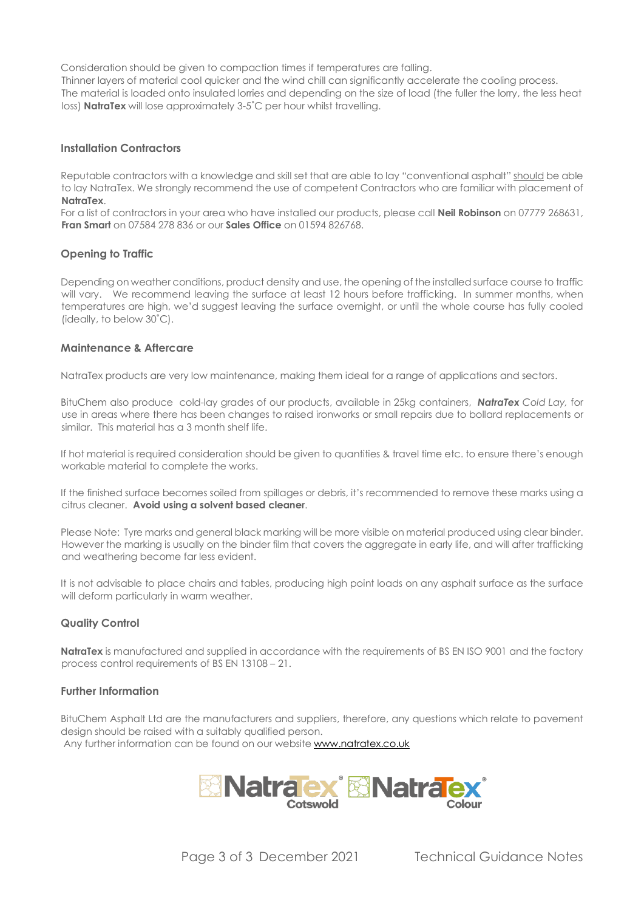Consideration should be given to compaction times if temperatures are falling.
Thinner layers of material cool quicker and the wind chill can significantly accelerate the cooling process.
The material is loaded onto insulated lorries and depending on the size of load (the fuller the lorry, the less heat loss) **NatraTex** will lose approximately 3-5˚C per hour whilst travelling.

### Installation Contractors

Reputable contractors with a knowledge and skill set that are able to lay "conventional asphalt" should be able to lay NatraTex. We strongly recommend the use of competent Contractors who are familiar with placement of **NatraTex**.
For a list of contractors in your area who have installed our products, please call **Neil Robinson** on 07779 268631, **Fran Smart** on 07584 278 836 or our **Sales Office** on 01594 826768.

### Opening to Traffic

Depending on weather conditions, product density and use, the opening of the installed surface course to traffic will vary. We recommend leaving the surface at least 12 hours before trafficking. In summer months, when temperatures are high, we'd suggest leaving the surface overnight, or until the whole course has fully cooled (ideally, to below 30˚C).

### Maintenance & Aftercare

NatraTex products are very low maintenance, making them ideal for a range of applications and sectors.

BituChem also produce cold-lay grades of our products, available in 25kg containers, ***NatraTex*** *Cold Lay,* for use in areas where there has been changes to raised ironworks or small repairs due to bollard replacements or similar. This material has a 3 month shelf life.

If hot material is required consideration should be given to quantities & travel time etc. to ensure there's enough workable material to complete the works.

If the finished surface becomes soiled from spillages or debris, it's recommended to remove these marks using a citrus cleaner. **Avoid using a solvent based cleaner**.

Please Note: Tyre marks and general black marking will be more visible on material produced using clear binder. However the marking is usually on the binder film that covers the aggregate in early life, and will after trafficking and weathering become far less evident.

It is not advisable to place chairs and tables, producing high point loads on any asphalt surface as the surface will deform particularly in warm weather.

### Quality Control

**NatraTex** is manufactured and supplied in accordance with the requirements of BS EN ISO 9001 and the factory process control requirements of BS EN 13108 – 21.

### Further Information

BituChem Asphalt Ltd are the manufacturers and suppliers, therefore, any questions which relate to pavement design should be raised with a suitably qualified person.
Any further information can be found on our website www.natratex.co.uk

NatraTex® Cotswold NatraTex® Colour

December 2021 Technical Guidance Notes